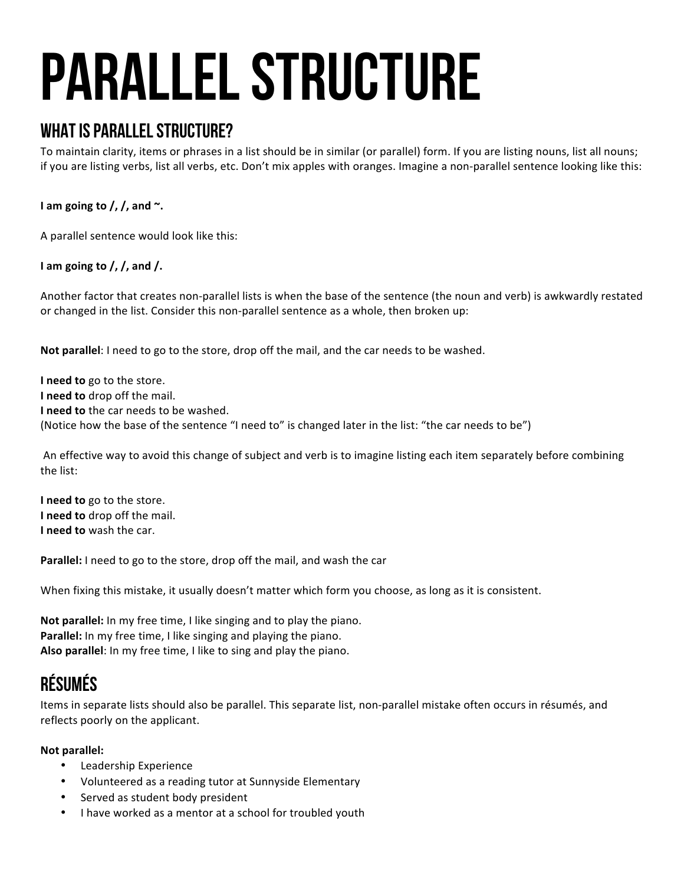# Parallel Structure

## What is Parallel Structure?

To maintain clarity, items or phrases in a list should be in similar (or parallel) form. If you are listing nouns, list all nouns; if you are listing verbs, list all verbs, etc. Don't mix apples with oranges. Imagine a non-parallel sentence looking like this:

**I am going to /, /, and ~.**

A parallel sentence would look like this:

**I am going to /, /, and /.**

Another factor that creates non-parallel lists is when the base of the sentence (the noun and verb) is awkwardly restated or changed in the list. Consider this non-parallel sentence as a whole, then broken up:

**Not parallel**: I need to go to the store, drop off the mail, and the car needs to be washed.

**I need to** go to the store.
**I need to** drop off the mail.
**I need to** the car needs to be washed.
(Notice how the base of the sentence "I need to" is changed later in the list: "the car needs to be")

An effective way to avoid this change of subject and verb is to imagine listing each item separately before combining the list:

**I need to** go to the store.
**I need to** drop off the mail.
**I need to** wash the car.

**Parallel:** I need to go to the store, drop off the mail, and wash the car

When fixing this mistake, it usually doesn't matter which form you choose, as long as it is consistent.

**Not parallel:** In my free time, I like singing and to play the piano.
**Parallel:** In my free time, I like singing and playing the piano.
**Also parallel**: In my free time, I like to sing and play the piano.

## Résumés

Items in separate lists should also be parallel. This separate list, non-parallel mistake often occurs in résumés, and reflects poorly on the applicant.

**Not parallel:**

- Leadership Experience
- Volunteered as a reading tutor at Sunnyside Elementary
- Served as student body president
- I have worked as a mentor at a school for troubled youth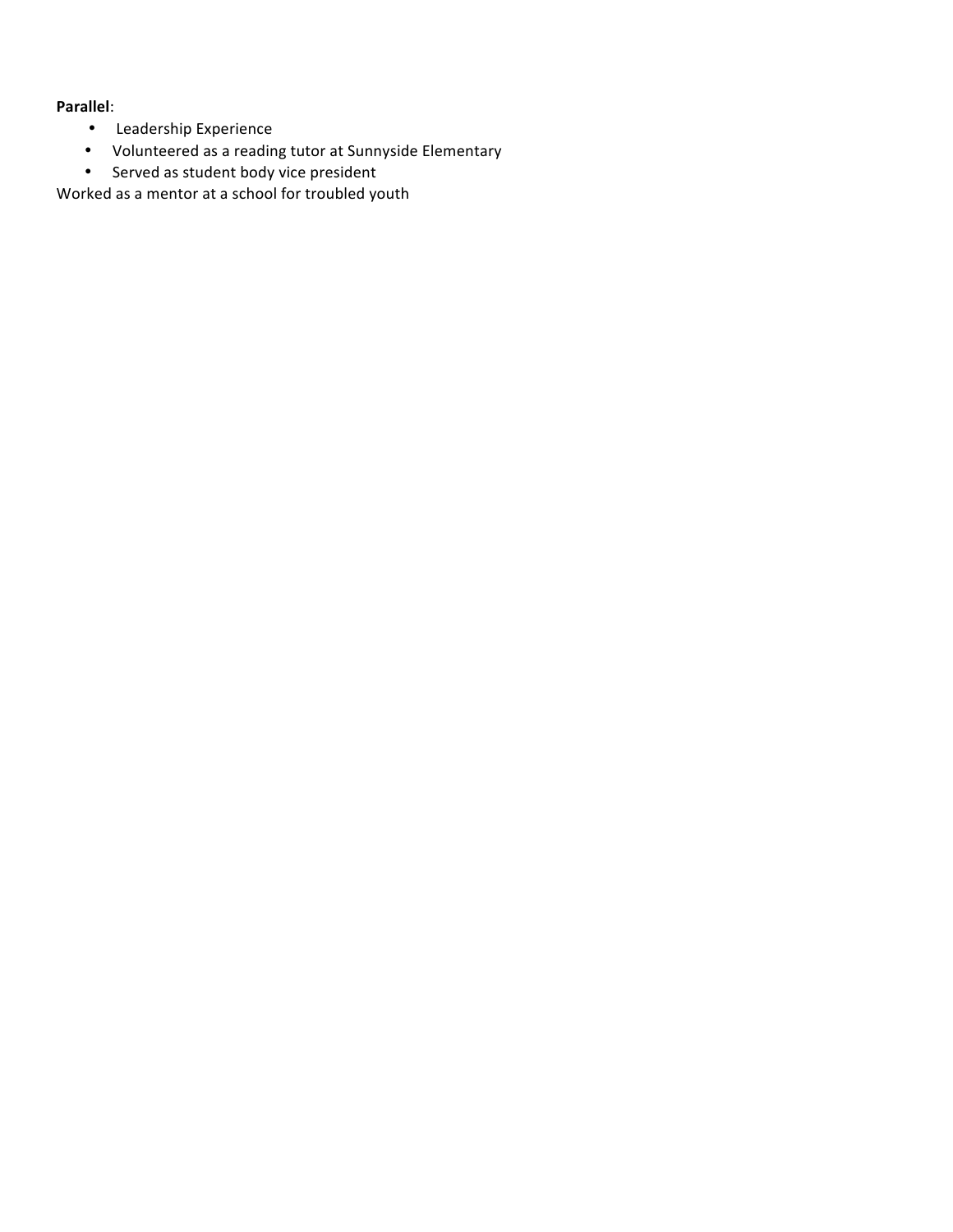**Parallel**:

- Leadership Experience
- Volunteered as a reading tutor at Sunnyside Elementary
- Served as student body vice president

Worked as a mentor at a school for troubled youth